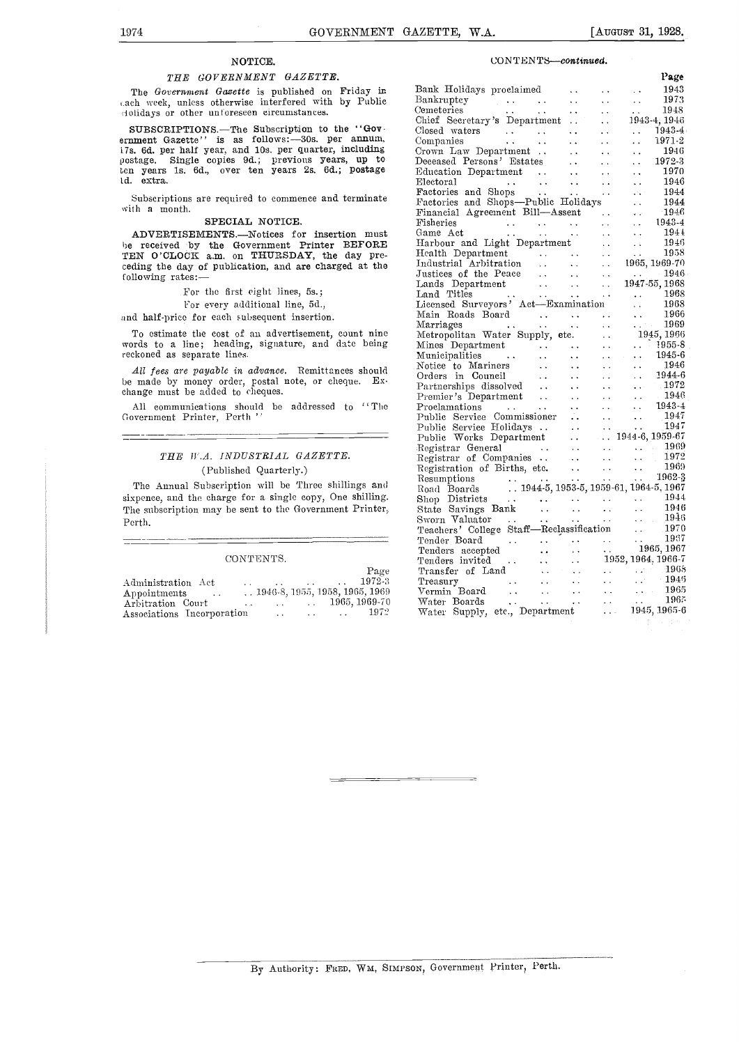## NOTICE.

### *THE GOVERNMENT GAZETTE.*

The *Government Gazette* is published on Friday in each week, unless otherwise interfered with by Public Holidays or other unforeseen circumstances.

**SUBSCRIPTIONS.**—The Subscription to the "Government Gazette" is as follows:—30s. per annum, 17s. 6d. per half year, and 10s. per quarter, including postage. Single copies 9d.; previous years, up to ten years 1s. 6d., over ten years 2s. 6d.; postage 1d. extra.

Subscriptions are required to commence and terminate with a month.

### SPECIAL NOTICE.

**ADVERTISEMENTS.**—Notices for insertion must be received by the Government Printer **BEFORE TEN O'CLOCK** a.m. on **THURSDAY**, the day preceding the day of publication, and are charged at the following rates:—

For the first eight lines, 5s.;
For every additional line, 5d.,

and half-price for each subsequent insertion.

To estimate the cost of an advertisement, count nine words to a line; heading, signature, and date being reckoned as separate lines.

*All fees are payable in advance.* Remittances should be made by money order, postal note, or cheque. Exchange must be added to cheques.

All communications should be addressed to "The Government Printer, Perth."

---

### *THE W.A. INDUSTRIAL GAZETTE.*

(Published Quarterly.)

The Annual Subscription will be Three shillings and sixpence, and the charge for a single copy, One shilling. The subscription may be sent to the Government Printer, Perth.

---

## CONTENTS.

| | Page |
|---|---|
| Administration Act | 1972-3 |
| Appointments | 1946-8, 1955, 1958, 1965, 1969 |
| Arbitration Court | 1965, 1969-70 |
| Associations Incorporation | 1972 |
| Bank Holidays proclaimed | 1943 |
| Bankruptcy | 1973 |
| Cemeteries | 1948 |
| Chief Secretary's Department | 1943-4, 1946 |
| Closed waters | 1943-4 |
| Companies | 1971-2 |
| Crown Law Department | 1946 |
| Deceased Persons' Estates | 1972-3 |
| Education Department | 1970 |
| Electoral | 1946 |
| Factories and Shops | 1944 |
| Factories and Shops—Public Holidays | 1944 |
| Financial Agreement Bill—Assent | 1946 |
| Fisheries | 1943-4 |
| Game Act | 1944 |
| Harbour and Light Department | 1946 |
| Health Department | 1958 |
| Industrial Arbitration | 1965, 1969-70 |
| Justices of the Peace | 1946 |
| Lands Department | 1947-55, 1968 |
| Land Titles | 1968 |
| Licensed Surveyors' Act—Examination | 1968 |
| Main Roads Board | 1966 |
| Marriages | 1969 |
| Metropolitan Water Supply, etc. | 1945, 1966 |
| Mines Department | 1955-8 |
| Municipalities | 1945-6 |
| Notice to Mariners | 1946 |
| Orders in Council | 1944-6 |
| Partnerships dissolved | 1972 |
| Premier's Department | 1946 |
| Proclamations | 1943-4 |
| Public Service Commissioner | 1947 |
| Public Service Holidays | 1947 |
| Public Works Department | 1944-6, 1959-67 |
| Registrar General | 1969 |
| Registrar of Companies | 1972 |
| Registration of Births, etc. | 1969 |
| Resumptions | 1962-3 |
| Road Boards | 1944-5, 1953-5, 1959-61, 1964-5, 1967 |
| Shop Districts | 1944 |
| State Savings Bank | 1946 |
| Sworn Valuator | 1946 |
| Teachers' College Staff—Reclassification | 1970 |
| Tender Board | 1967 |
| Tenders accepted | 1965, 1967 |
| Tenders invited | 1952, 1964, 1966-7 |
| Transfer of Land | 1968 |
| Treasury | 1945 |
| Vermin Board | 1965 |
| Water Boards | 1965 |
| Water Supply, etc., Department | 1945, 1965-6 |

---

By Authority: FRED. WM. SIMPSON, Government Printer, Perth.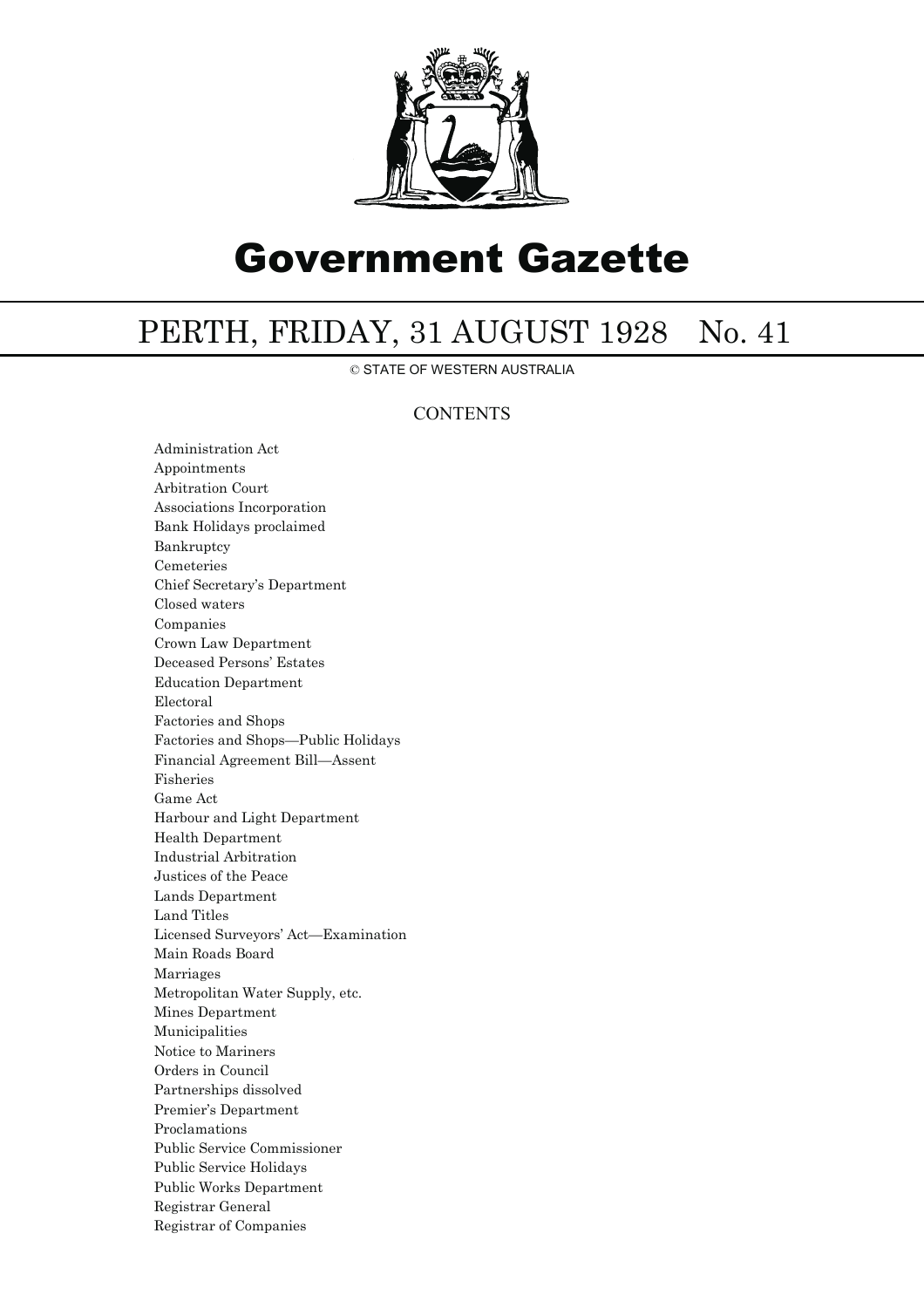# Government Gazette

## PERTH, FRIDAY, 31 AUGUST 1928 No. 41

© STATE OF WESTERN AUSTRALIA

### CONTENTS

Administration Act
Appointments
Arbitration Court
Associations Incorporation
Bank Holidays proclaimed
Bankruptcy
Cemeteries
Chief Secretary's Department
Closed waters
Companies
Crown Law Department
Deceased Persons' Estates
Education Department
Electoral
Factories and Shops
Factories and Shops—Public Holidays
Financial Agreement Bill—Assent
Fisheries
Game Act
Harbour and Light Department
Health Department
Industrial Arbitration
Justices of the Peace
Lands Department
Land Titles
Licensed Surveyors' Act—Examination
Main Roads Board
Marriages
Metropolitan Water Supply, etc.
Mines Department
Municipalities
Notice to Mariners
Orders in Council
Partnerships dissolved
Premier's Department
Proclamations
Public Service Commissioner
Public Service Holidays
Public Works Department
Registrar General
Registrar of Companies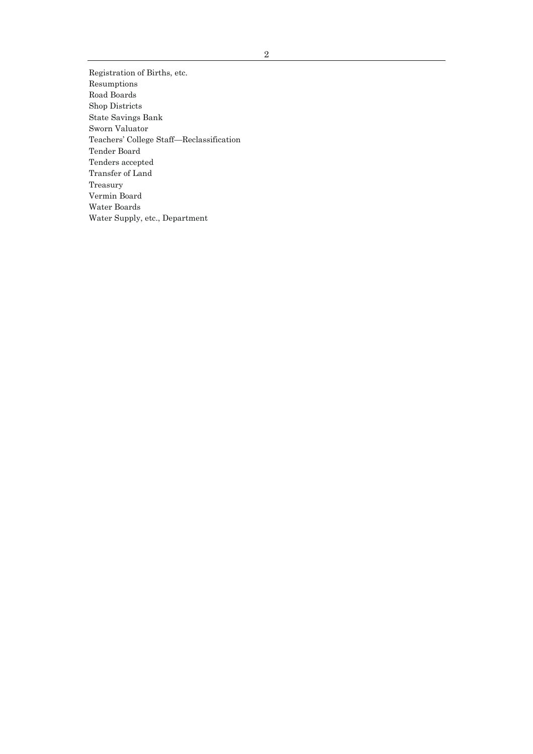Registration of Births, etc.
Resumptions
Road Boards
Shop Districts
State Savings Bank
Sworn Valuator
Teachers' College Staff—Reclassification
Tender Board
Tenders accepted
Transfer of Land
Treasury
Vermin Board
Water Boards
Water Supply, etc., Department